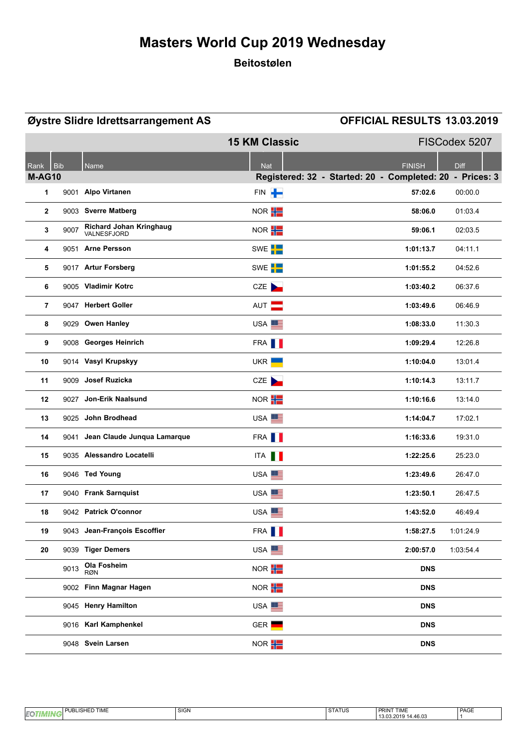# Masters World Cup 2019 Wednesday

## Beitostølen

**Øystre Slidre Idrettsarrangement AS** — **OFFICIAL RESULTS 13.03.2019**

**15 KM Classic** — FISCodex 5207

| Rank | Bib | Name | Nat | FINISH | Diff |
|---|---|---|---|---|---|
| **M-AG10** | | **Registered: 32 - Started: 20 - Completed: 20 - Prices: 3** | | | |
| 1 | 9001 | **Alpo Virtanen** | FIN | **57:02.6** | 00:00.0 |
| 2 | 9003 | **Sverre Matberg** | NOR | **58:06.0** | 01:03.4 |
| 3 | 9007 | **Richard Johan Kringhaug** VALNESFJORD | NOR | **59:06.1** | 02:03.5 |
| 4 | 9051 | **Arne Persson** | SWE | **1:01:13.7** | 04:11.1 |
| 5 | 9017 | **Artur Forsberg** | SWE | **1:01:55.2** | 04:52.6 |
| 6 | 9005 | **Vladimir Kotrc** | CZE | **1:03:40.2** | 06:37.6 |
| 7 | 9047 | **Herbert Goller** | AUT | **1:03:49.6** | 06:46.9 |
| 8 | 9029 | **Owen Hanley** | USA | **1:08:33.0** | 11:30.3 |
| 9 | 9008 | **Georges Heinrich** | FRA | **1:09:29.4** | 12:26.8 |
| 10 | 9014 | **Vasyl Krupskyy** | UKR | **1:10:04.0** | 13:01.4 |
| 11 | 9009 | **Josef Ruzicka** | CZE | **1:10:14.3** | 13:11.7 |
| 12 | 9027 | **Jon-Erik Naalsund** | NOR | **1:10:16.6** | 13:14.0 |
| 13 | 9025 | **John Brodhead** | USA | **1:14:04.7** | 17:02.1 |
| 14 | 9041 | **Jean Claude Junqua Lamarque** | FRA | **1:16:33.6** | 19:31.0 |
| 15 | 9035 | **Alessandro Locatelli** | ITA | **1:22:25.6** | 25:23.0 |
| 16 | 9046 | **Ted Young** | USA | **1:23:49.6** | 26:47.0 |
| 17 | 9040 | **Frank Sarnquist** | USA | **1:23:50.1** | 26:47.5 |
| 18 | 9042 | **Patrick O'connor** | USA | **1:43:52.0** | 46:49.4 |
| 19 | 9043 | **Jean-François Escoffier** | FRA | **1:58:27.5** | 1:01:24.9 |
| 20 | 9039 | **Tiger Demers** | USA | **2:00:57.0** | 1:03:54.4 |
| | 9013 | **Ola Fosheim** RØN | NOR | **DNS** | |
| | 9002 | **Finn Magnar Hagen** | NOR | **DNS** | |
| | 9045 | **Henry Hamilton** | USA | **DNS** | |
| | 9016 | **Karl Kamphenkel** | GER | **DNS** | |
| | 9048 | **Svein Larsen** | NOR | **DNS** | |

| EQTIMING | PUBLISHED TIME | SIGN | STATUS | PRINT TIME | PAGE |
|---|---|---|---|---|---|
| | | | | 13.03.2019 14.46.03 | 1 |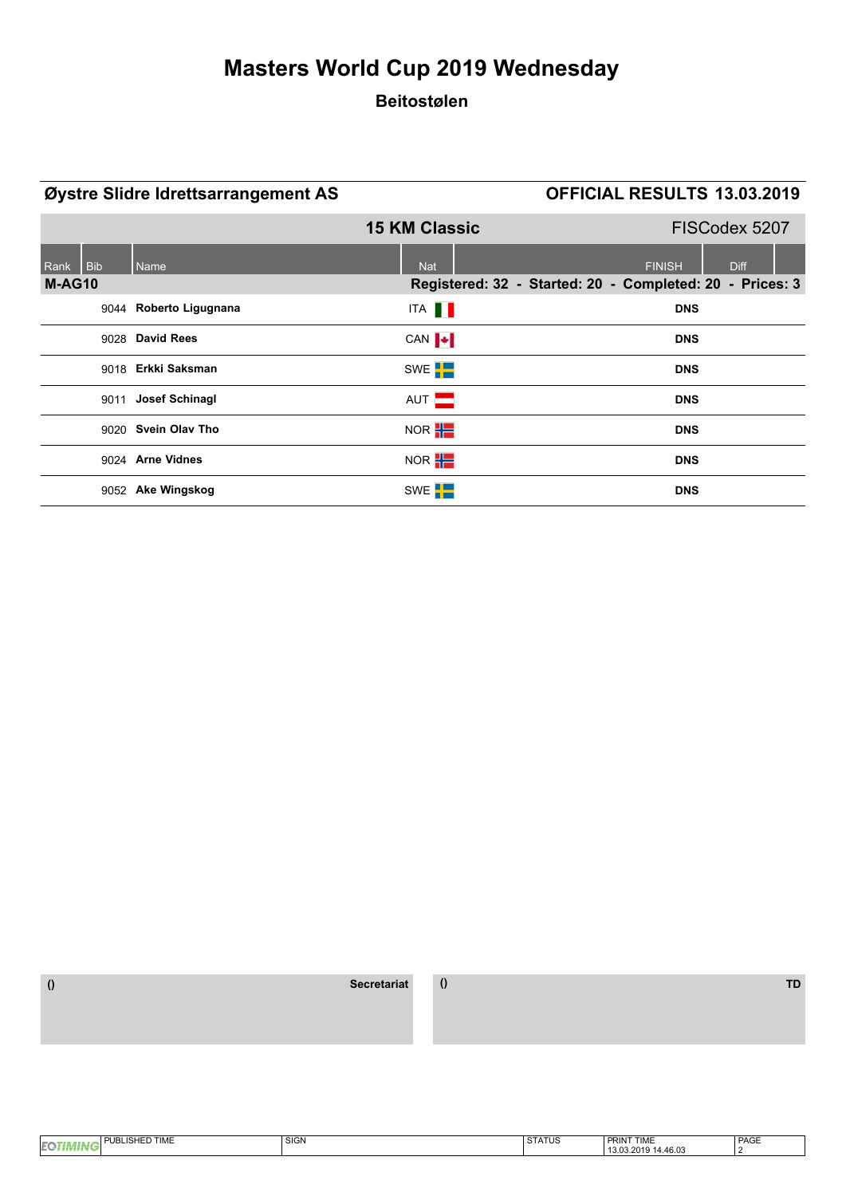# Masters World Cup 2019 Wednesday

## Beitostølen

**Øystre Slidre Idrettsarrangement AS** — **OFFICIAL RESULTS 13.03.2019**

### 15 KM Classic — FISCodex 5207

| Rank | Bib | Name | Nat | FINISH | Diff |
|---|---|---|---|---|---|
| **M-AG10** | | | **Registered: 32 - Started: 20 - Completed: 20 - Prices: 3** | | |
| | 9044 | **Roberto Ligugnana** | ITA | **DNS** | |
| | 9028 | **David Rees** | CAN | **DNS** | |
| | 9018 | **Erkki Saksman** | SWE | **DNS** | |
| | 9011 | **Josef Schinagl** | AUT | **DNS** | |
| | 9020 | **Svein Olav Tho** | NOR | **DNS** | |
| | 9024 | **Arne Vidnes** | NOR | **DNS** | |
| | 9052 | **Ake Wingskog** | SWE | **DNS** | |

() **Secretariat**

() **TD**

| PUBLISHED TIME | SIGN | STATUS | PRINT TIME | PAGE |
|---|---|---|---|---|
| | | | 13.03.2019 14.46.03 | 2 |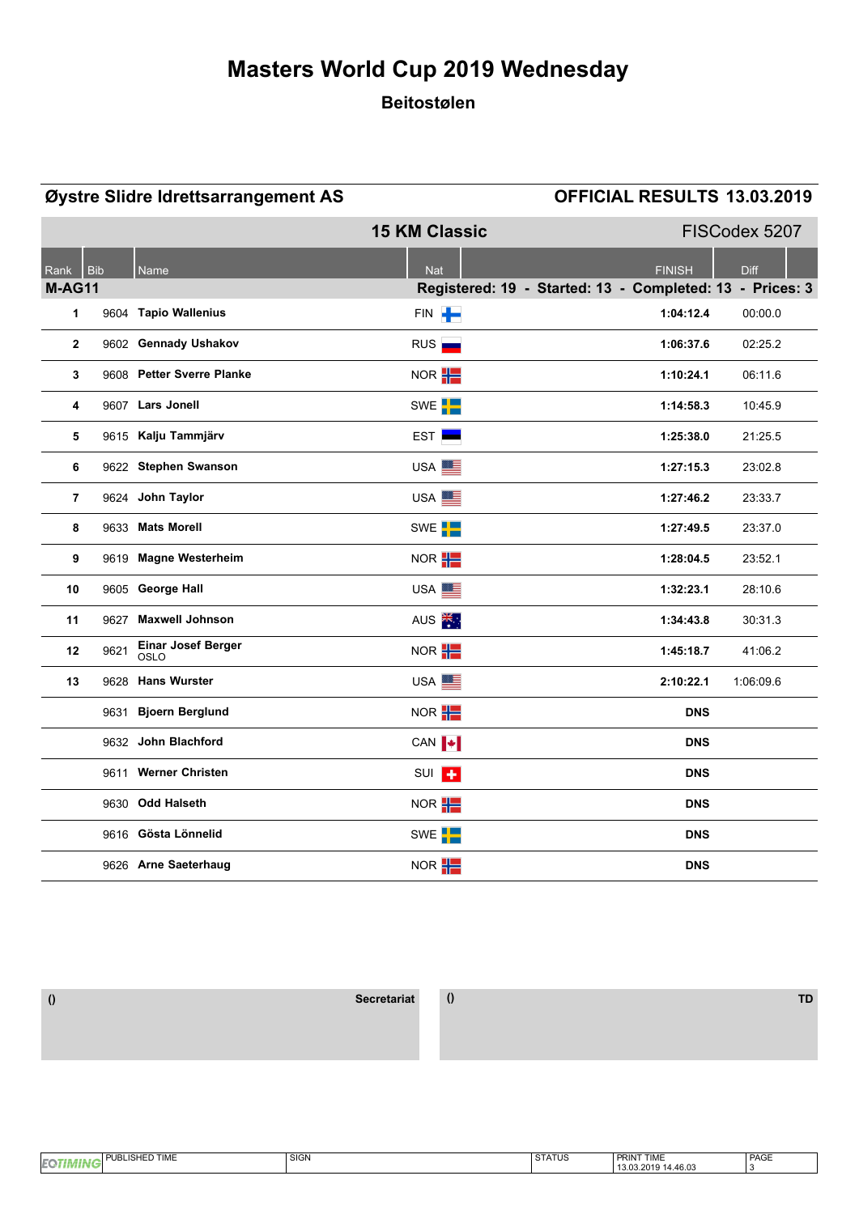# Masters World Cup 2019 Wednesday

## Beitostølen

**Øystre Slidre Idrettsarrangement AS** — **OFFICIAL RESULTS 13.03.2019**

### 15 KM Classic — FISCodex 5207

**M-AG11** — Registered: 19 - Started: 13 - Completed: 13 - Prices: 3

| Rank | Bib | Name | Nat | FINISH | Diff |
|---|---|---|---|---|---|
| 1 | 9604 | **Tapio Wallenius** | FIN | **1:04:12.4** | 00:00.0 |
| 2 | 9602 | **Gennady Ushakov** | RUS | **1:06:37.6** | 02:25.2 |
| 3 | 9608 | **Petter Sverre Planke** | NOR | **1:10:24.1** | 06:11.6 |
| 4 | 9607 | **Lars Jonell** | SWE | **1:14:58.3** | 10:45.9 |
| 5 | 9615 | **Kalju Tammjärv** | EST | **1:25:38.0** | 21:25.5 |
| 6 | 9622 | **Stephen Swanson** | USA | **1:27:15.3** | 23:02.8 |
| 7 | 9624 | **John Taylor** | USA | **1:27:46.2** | 23:33.7 |
| 8 | 9633 | **Mats Morell** | SWE | **1:27:49.5** | 23:37.0 |
| 9 | 9619 | **Magne Westerheim** | NOR | **1:28:04.5** | 23:52.1 |
| 10 | 9605 | **George Hall** | USA | **1:32:23.1** | 28:10.6 |
| 11 | 9627 | **Maxwell Johnson** | AUS | **1:34:43.8** | 30:31.3 |
| 12 | 9621 | **Einar Josef Berger** OSLO | NOR | **1:45:18.7** | 41:06.2 |
| 13 | 9628 | **Hans Wurster** | USA | **2:10:22.1** | 1:06:09.6 |
| | 9631 | **Bjoern Berglund** | NOR | **DNS** | |
| | 9632 | **John Blachford** | CAN | **DNS** | |
| | 9611 | **Werner Christen** | SUI | **DNS** | |
| | 9630 | **Odd Halseth** | NOR | **DNS** | |
| | 9616 | **Gösta Lönnelid** | SWE | **DNS** | |
| | 9626 | **Arne Saeterhaug** | NOR | **DNS** | |

() **Secretariat**

() **TD**

| PUBLISHED TIME | SIGN | STATUS | PRINT TIME | PAGE |
|---|---|---|---|---|
| | | | 13.03.2019 14.46.03 | 3 |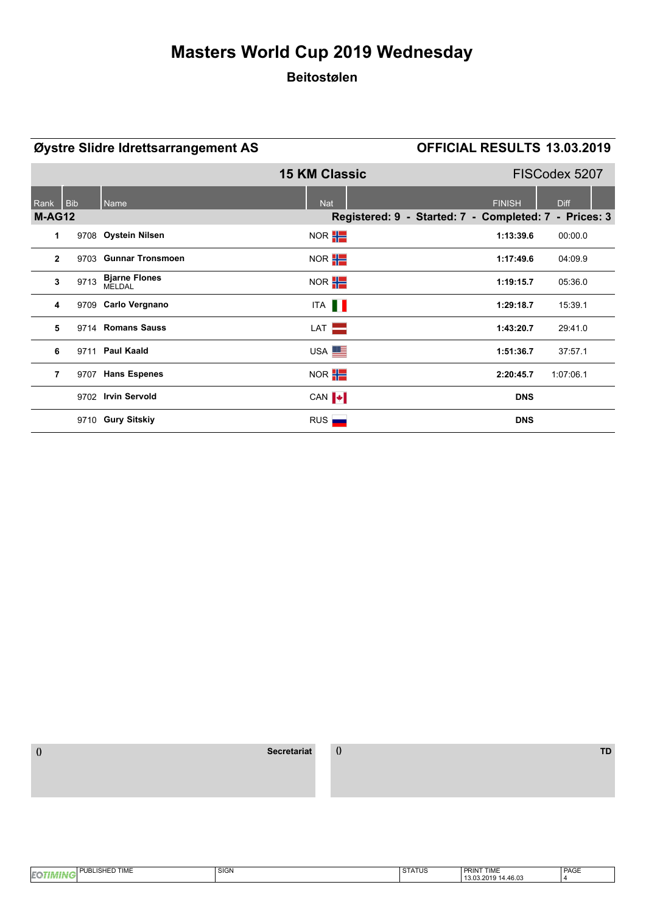# Masters World Cup 2019 Wednesday

## Beitostølen

**Øystre Slidre Idrettsarrangement AS**

**OFFICIAL RESULTS 13.03.2019**

### 15 KM Classic

FISCodex 5207

| Rank | Bib | Name | Nat | FINISH | Diff |
|---|---|---|---|---|---|
| **M-AG12** | | | **Registered: 9 - Started: 7 - Completed: 7 - Prices: 3** | | |
| **1** | 9708 | **Oystein Nilsen** | NOR | **1:13:39.6** | 00:00.0 |
| **2** | 9703 | **Gunnar Tronsmoen** | NOR | **1:17:49.6** | 04:09.9 |
| **3** | 9713 | **Bjarne Flones** MELDAL | NOR | **1:19:15.7** | 05:36.0 |
| **4** | 9709 | **Carlo Vergnano** | ITA | **1:29:18.7** | 15:39.1 |
| **5** | 9714 | **Romans Sauss** | LAT | **1:43:20.7** | 29:41.0 |
| **6** | 9711 | **Paul Kaald** | USA | **1:51:36.7** | 37:57.1 |
| **7** | 9707 | **Hans Espenes** | NOR | **2:20:45.7** | 1:07:06.1 |
| | 9702 | **Irvin Servold** | CAN | **DNS** | |
| | 9710 | **Gury Sitskiy** | RUS | **DNS** | |

| () | Secretariat | () | TD |
|---|---|---|---|

| PUBLISHED TIME | SIGN | STATUS | PRINT TIME | PAGE |
|---|---|---|---|---|
| | | | 13.03.2019 14.46.03 | 4 |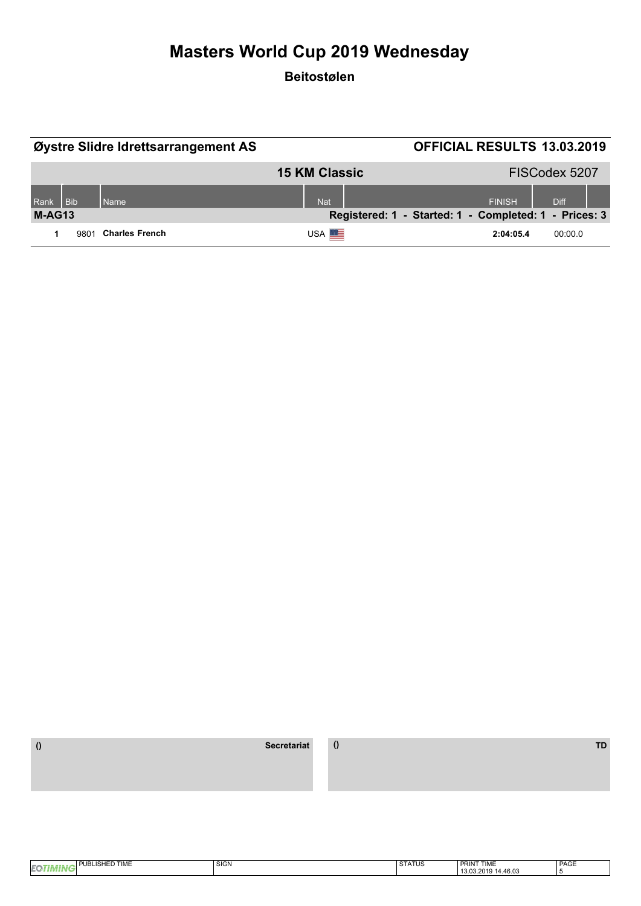# Masters World Cup 2019 Wednesday

## Beitostølen

**Øystre Slidre Idrettsarrangement AS** **OFFICIAL RESULTS 13.03.2019**

**15 KM Classic** FISCodex 5207

| Rank | Bib | Name | Nat | FINISH | Diff |
|---|---|---|---|---|---|
| **M-AG13** | | | **Registered: 1 - Started: 1 - Completed: 1 - Prices: 3** | | |
| **1** | 9801 | **Charles French** | USA | **2:04:05.4** | 00:00.0 |

| () | Secretariat | () | TD |
|---|---|---|---|

| PUBLISHED TIME | SIGN | STATUS | PRINT TIME | PAGE |
|---|---|---|---|---|
| | | | 13.03.2019 14.46.03 | 5 |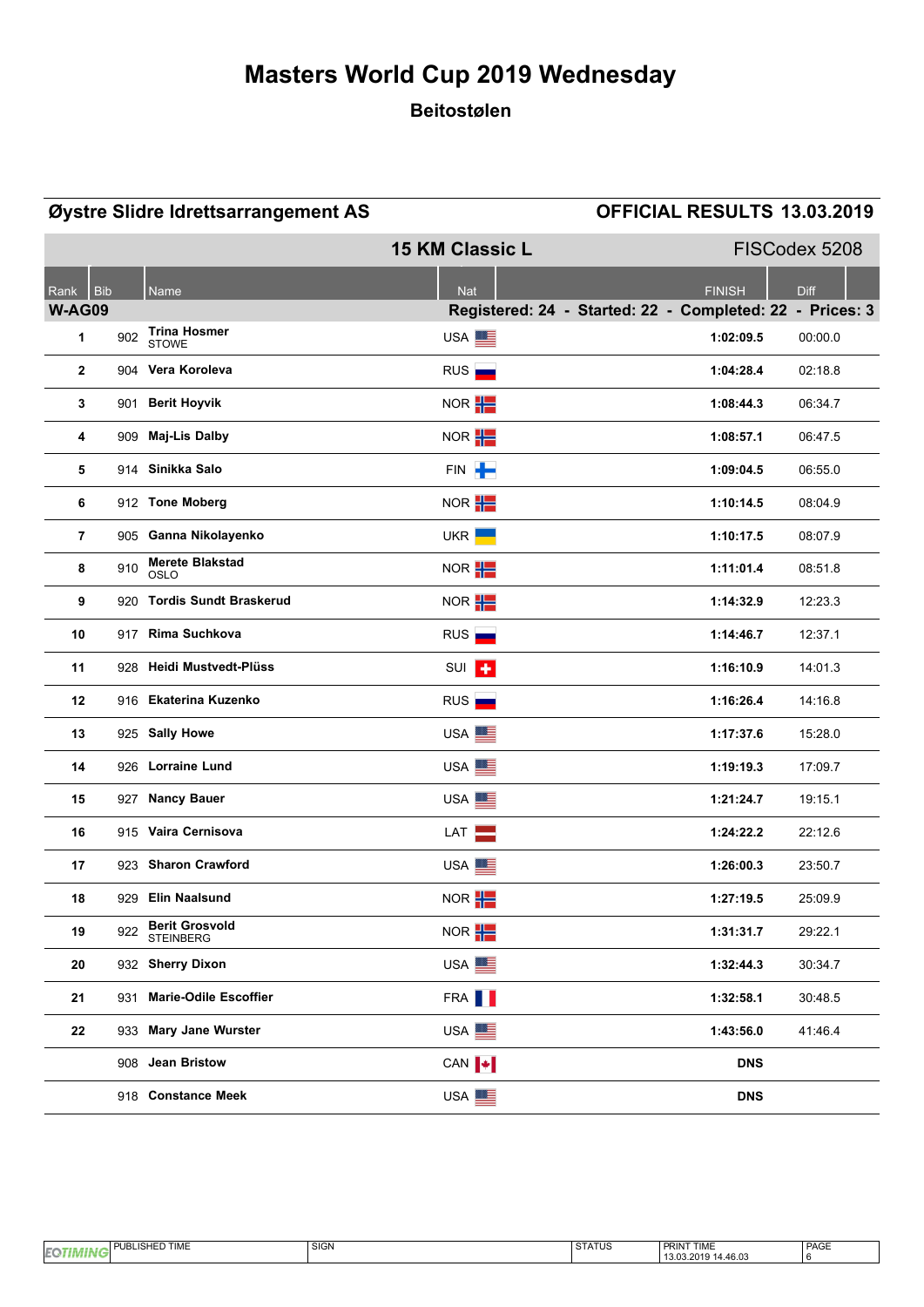# Masters World Cup 2019 Wednesday

## Beitostølen

**Øystre Slidre Idrettsarrangement AS** — **OFFICIAL RESULTS 13.03.2019**

### 15 KM Classic L — FISCodex 5208

**W-AG09** — Registered: 24 - Started: 22 - Completed: 22 - Prices: 3

| Rank | Bib | Name | Nat | FINISH | Diff |
|---|---|---|---|---|---|
| 1 | 902 | **Trina Hosmer** STOWE | USA | **1:02:09.5** | 00:00.0 |
| 2 | 904 | **Vera Koroleva** | RUS | **1:04:28.4** | 02:18.8 |
| 3 | 901 | **Berit Hoyvik** | NOR | **1:08:44.3** | 06:34.7 |
| 4 | 909 | **Maj-Lis Dalby** | NOR | **1:08:57.1** | 06:47.5 |
| 5 | 914 | **Sinikka Salo** | FIN | **1:09:04.5** | 06:55.0 |
| 6 | 912 | **Tone Moberg** | NOR | **1:10:14.5** | 08:04.9 |
| 7 | 905 | **Ganna Nikolayenko** | UKR | **1:10:17.5** | 08:07.9 |
| 8 | 910 | **Merete Blakstad** OSLO | NOR | **1:11:01.4** | 08:51.8 |
| 9 | 920 | **Tordis Sundt Braskerud** | NOR | **1:14:32.9** | 12:23.3 |
| 10 | 917 | **Rima Suchkova** | RUS | **1:14:46.7** | 12:37.1 |
| 11 | 928 | **Heidi Mustvedt-Plüss** | SUI | **1:16:10.9** | 14:01.3 |
| 12 | 916 | **Ekaterina Kuzenko** | RUS | **1:16:26.4** | 14:16.8 |
| 13 | 925 | **Sally Howe** | USA | **1:17:37.6** | 15:28.0 |
| 14 | 926 | **Lorraine Lund** | USA | **1:19:19.3** | 17:09.7 |
| 15 | 927 | **Nancy Bauer** | USA | **1:21:24.7** | 19:15.1 |
| 16 | 915 | **Vaira Cernisova** | LAT | **1:24:22.2** | 22:12.6 |
| 17 | 923 | **Sharon Crawford** | USA | **1:26:00.3** | 23:50.7 |
| 18 | 929 | **Elin Naalsund** | NOR | **1:27:19.5** | 25:09.9 |
| 19 | 922 | **Berit Grosvold** STEINBERG | NOR | **1:31:31.7** | 29:22.1 |
| 20 | 932 | **Sherry Dixon** | USA | **1:32:44.3** | 30:34.7 |
| 21 | 931 | **Marie-Odile Escoffier** | FRA | **1:32:58.1** | 30:48.5 |
| 22 | 933 | **Mary Jane Wurster** | USA | **1:43:56.0** | 41:46.4 |
| | 908 | **Jean Bristow** | CAN | **DNS** | |
| | 918 | **Constance Meek** | USA | **DNS** | |

| PUBLISHED TIME | SIGN | STATUS | PRINT TIME | PAGE |
|---|---|---|---|---|
| | | | 13.03.2019 14.46.03 | 6 |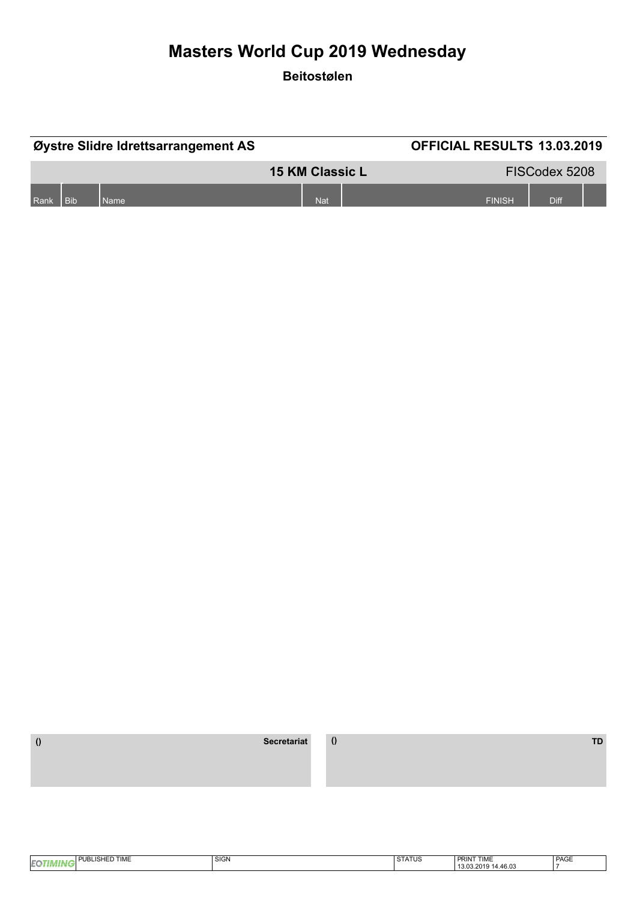# Masters World Cup 2019 Wednesday

## Beitostølen

**Øystre Slidre Idrettsarrangement AS** — **OFFICIAL RESULTS 13.03.2019**

**15 KM Classic L** — FISCodex 5208

| Rank | Bib | Name | Nat | FINISH | Diff | |
|---|---|---|---|---|---|---|

| () Secretariat | () TD |
|---|---|

| PUBLISHED TIME | SIGN | STATUS | PRINT TIME | PAGE |
|---|---|---|---|---|
| | | | 13.03.2019 14.46.03 | 7 |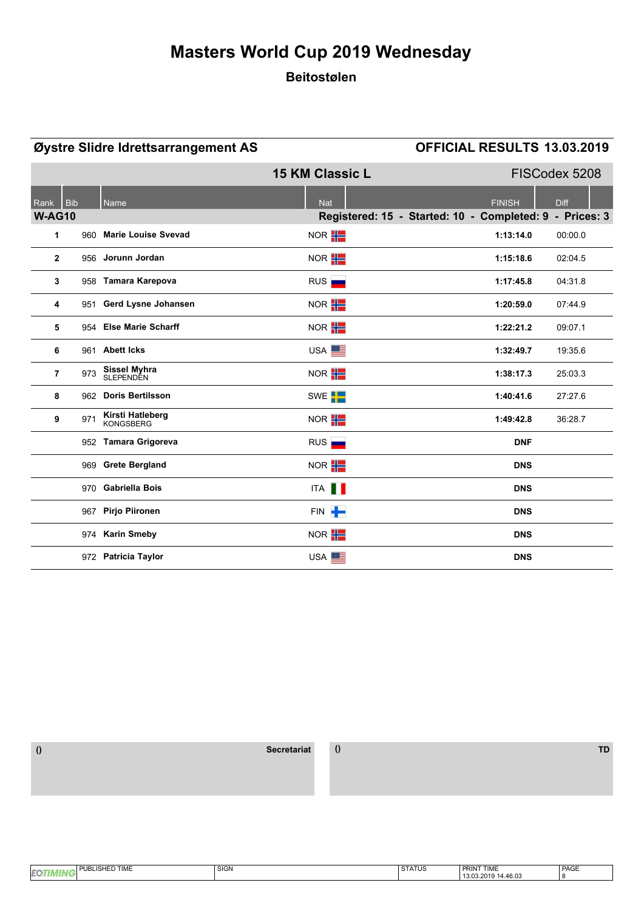# Masters World Cup 2019 Wednesday

## Beitostølen

**Øystre Slidre Idrettsarrangement AS** — **OFFICIAL RESULTS 13.03.2019**

### 15 KM Classic L — FISCodex 5208

**W-AG10** — Registered: 15 - Started: 10 - Completed: 9 - Prices: 3

| Rank | Bib | Name | Nat | FINISH | Diff |
|---|---|---|---|---|---|
| 1 | 960 | **Marie Louise Svevad** | NOR | **1:13:14.0** | 00:00.0 |
| 2 | 956 | **Jorunn Jordan** | NOR | **1:15:18.6** | 02:04.5 |
| 3 | 958 | **Tamara Karepova** | RUS | **1:17:45.8** | 04:31.8 |
| 4 | 951 | **Gerd Lysne Johansen** | NOR | **1:20:59.0** | 07:44.9 |
| 5 | 954 | **Else Marie Scharff** | NOR | **1:22:21.2** | 09:07.1 |
| 6 | 961 | **Abett Icks** | USA | **1:32:49.7** | 19:35.6 |
| 7 | 973 | **Sissel Myhra** SLEPENDEN | NOR | **1:38:17.3** | 25:03.3 |
| 8 | 962 | **Doris Bertilsson** | SWE | **1:40:41.6** | 27:27.6 |
| 9 | 971 | **Kirsti Hatleberg** KONGSBERG | NOR | **1:49:42.8** | 36:28.7 |
| | 952 | **Tamara Grigoreva** | RUS | **DNF** | |
| | 969 | **Grete Bergland** | NOR | **DNS** | |
| | 970 | **Gabriella Bois** | ITA | **DNS** | |
| | 967 | **Pirjo Piironen** | FIN | **DNS** | |
| | 974 | **Karin Smeby** | NOR | **DNS** | |
| | 972 | **Patricia Taylor** | USA | **DNS** | |

() **Secretariat**

() **TD**

| EQTIMING | PUBLISHED TIME | SIGN | STATUS | PRINT TIME | PAGE |
|---|---|---|---|---|---|
| | | | | 13.03.2019 14.46.03 | 8 |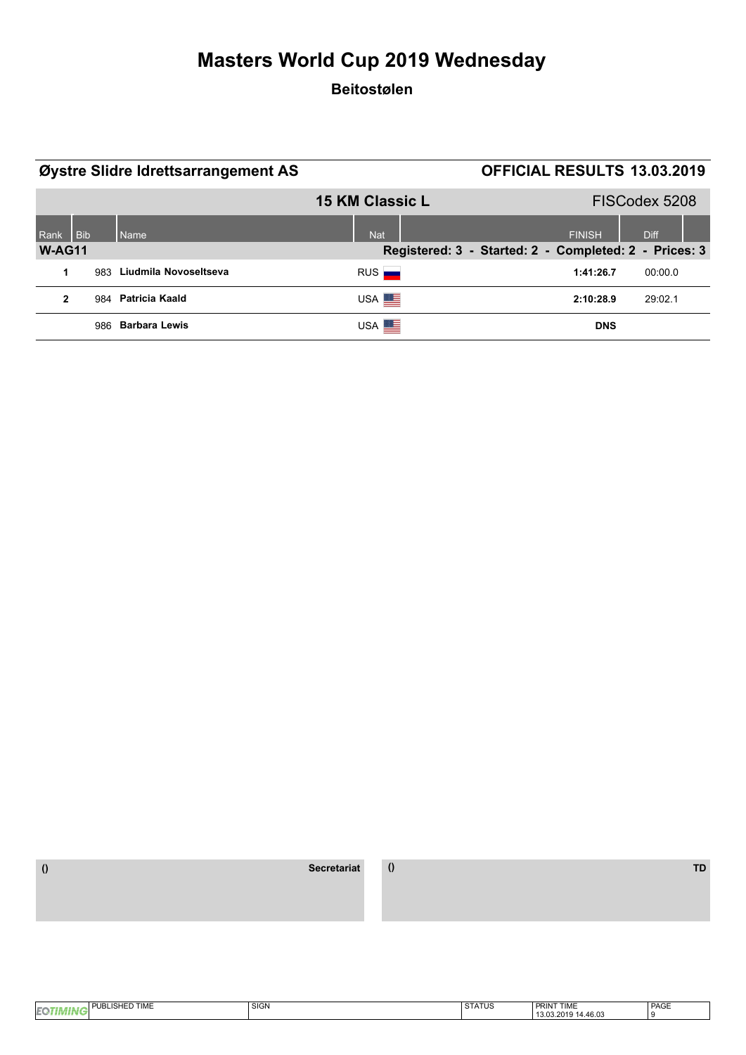# Masters World Cup 2019 Wednesday

## Beitostølen

**Øystre Slidre Idrettsarrangement AS**

**OFFICIAL RESULTS 13.03.2019**

**15 KM Classic L** FISCodex 5208

| Rank | Bib | Name | Nat | FINISH | Diff |
|---|---|---|---|---|---|
| **W-AG11** | | | Registered: 3 - Started: 2 - Completed: 2 - Prices: 3 | | |
| 1 | 983 | **Liudmila Novoseltseva** | RUS | **1:41:26.7** | 00:00.0 |
| 2 | 984 | **Patricia Kaald** | USA | **2:10:28.9** | 29:02.1 |
| | 986 | **Barbara Lewis** | USA | **DNS** | |

() **Secretariat**

() **TD**

| PUBLISHED TIME | SIGN | STATUS | PRINT TIME | PAGE |
|---|---|---|---|---|
| | | | 13.03.2019 14.46.03 | 9 |